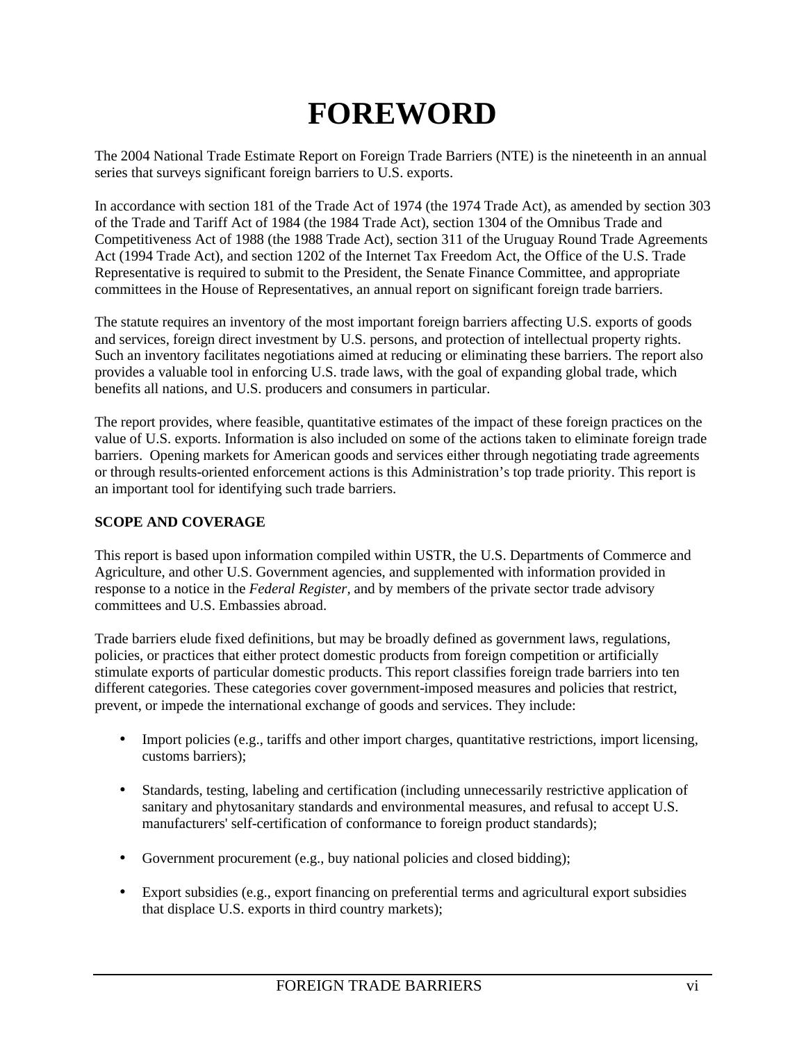# FOREWORD

The 2004 National Trade Estimate Report on Foreign Trade Barriers (NTE) is the nineteenth in an annual series that surveys significant foreign barriers to U.S. exports.

In accordance with section 181 of the Trade Act of 1974 (the 1974 Trade Act), as amended by section 303 of the Trade and Tariff Act of 1984 (the 1984 Trade Act), section 1304 of the Omnibus Trade and Competitiveness Act of 1988 (the 1988 Trade Act), section 311 of the Uruguay Round Trade Agreements Act (1994 Trade Act), and section 1202 of the Internet Tax Freedom Act, the Office of the U.S. Trade Representative is required to submit to the President, the Senate Finance Committee, and appropriate committees in the House of Representatives, an annual report on significant foreign trade barriers.

The statute requires an inventory of the most important foreign barriers affecting U.S. exports of goods and services, foreign direct investment by U.S. persons, and protection of intellectual property rights. Such an inventory facilitates negotiations aimed at reducing or eliminating these barriers. The report also provides a valuable tool in enforcing U.S. trade laws, with the goal of expanding global trade, which benefits all nations, and U.S. producers and consumers in particular.

The report provides, where feasible, quantitative estimates of the impact of these foreign practices on the value of U.S. exports. Information is also included on some of the actions taken to eliminate foreign trade barriers. Opening markets for American goods and services either through negotiating trade agreements or through results-oriented enforcement actions is this Administration's top trade priority. This report is an important tool for identifying such trade barriers.

**SCOPE AND COVERAGE**

This report is based upon information compiled within USTR, the U.S. Departments of Commerce and Agriculture, and other U.S. Government agencies, and supplemented with information provided in response to a notice in the *Federal Register,* and by members of the private sector trade advisory committees and U.S. Embassies abroad.

Trade barriers elude fixed definitions, but may be broadly defined as government laws, regulations, policies, or practices that either protect domestic products from foreign competition or artificially stimulate exports of particular domestic products. This report classifies foreign trade barriers into ten different categories. These categories cover government-imposed measures and policies that restrict, prevent, or impede the international exchange of goods and services. They include:

- Import policies (e.g., tariffs and other import charges, quantitative restrictions, import licensing, customs barriers);
- Standards, testing, labeling and certification (including unnecessarily restrictive application of sanitary and phytosanitary standards and environmental measures, and refusal to accept U.S. manufacturers' self-certification of conformance to foreign product standards);
- Government procurement (e.g., buy national policies and closed bidding);
- Export subsidies (e.g., export financing on preferential terms and agricultural export subsidies that displace U.S. exports in third country markets);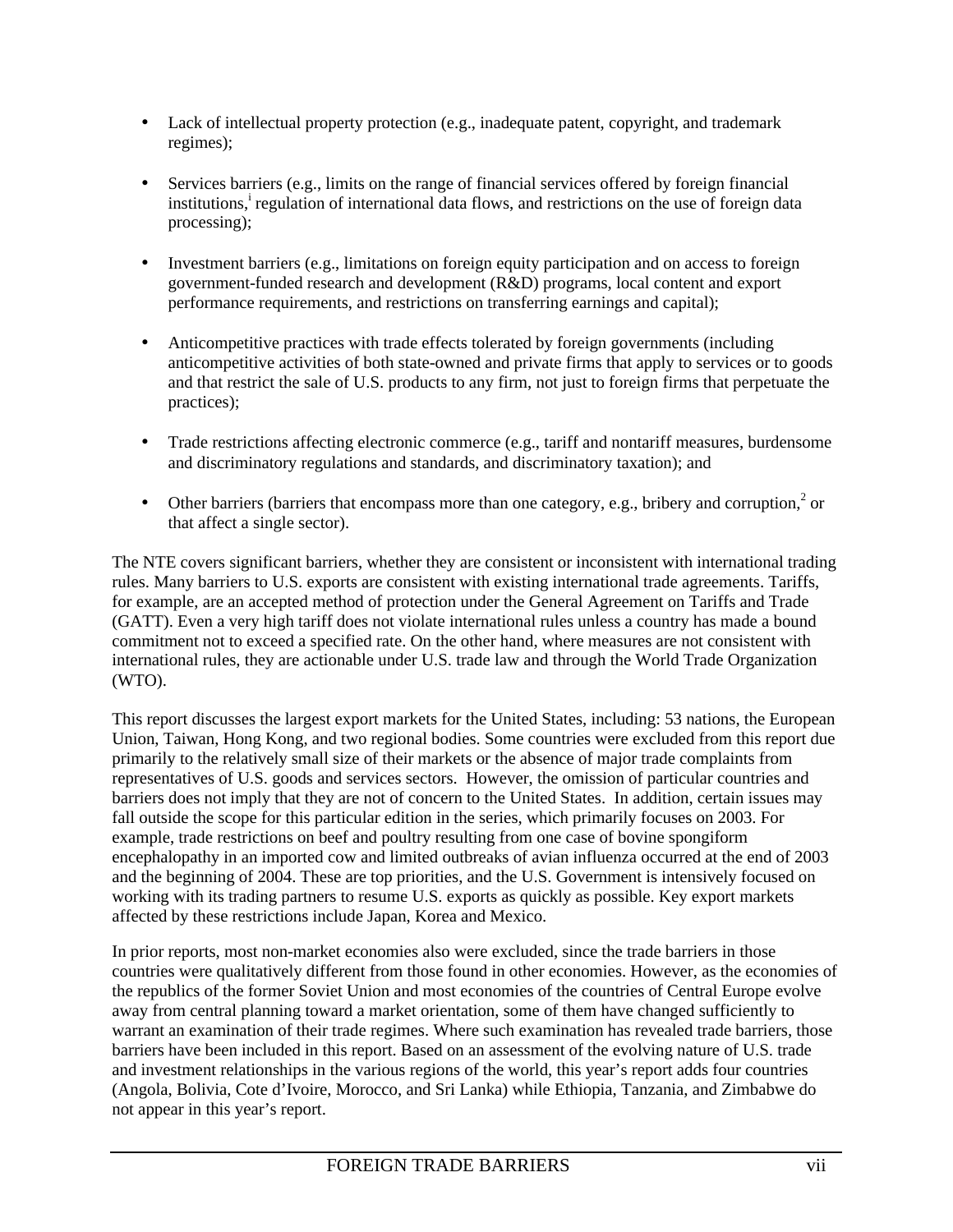- Lack of intellectual property protection (e.g., inadequate patent, copyright, and trademark regimes);

- Services barriers (e.g., limits on the range of financial services offered by foreign financial institutions,[i] regulation of international data flows, and restrictions on the use of foreign data processing);

- Investment barriers (e.g., limitations on foreign equity participation and on access to foreign government-funded research and development (R&D) programs, local content and export performance requirements, and restrictions on transferring earnings and capital);

- Anticompetitive practices with trade effects tolerated by foreign governments (including anticompetitive activities of both state-owned and private firms that apply to services or to goods and that restrict the sale of U.S. products to any firm, not just to foreign firms that perpetuate the practices);

- Trade restrictions affecting electronic commerce (e.g., tariff and nontariff measures, burdensome and discriminatory regulations and standards, and discriminatory taxation); and

- Other barriers (barriers that encompass more than one category, e.g., bribery and corruption,[2] or that affect a single sector).

The NTE covers significant barriers, whether they are consistent or inconsistent with international trading rules. Many barriers to U.S. exports are consistent with existing international trade agreements. Tariffs, for example, are an accepted method of protection under the General Agreement on Tariffs and Trade (GATT). Even a very high tariff does not violate international rules unless a country has made a bound commitment not to exceed a specified rate. On the other hand, where measures are not consistent with international rules, they are actionable under U.S. trade law and through the World Trade Organization (WTO).

This report discusses the largest export markets for the United States, including: 53 nations, the European Union, Taiwan, Hong Kong, and two regional bodies. Some countries were excluded from this report due primarily to the relatively small size of their markets or the absence of major trade complaints from representatives of U.S. goods and services sectors. However, the omission of particular countries and barriers does not imply that they are not of concern to the United States. In addition, certain issues may fall outside the scope for this particular edition in the series, which primarily focuses on 2003. For example, trade restrictions on beef and poultry resulting from one case of bovine spongiform encephalopathy in an imported cow and limited outbreaks of avian influenza occurred at the end of 2003 and the beginning of 2004. These are top priorities, and the U.S. Government is intensively focused on working with its trading partners to resume U.S. exports as quickly as possible. Key export markets affected by these restrictions include Japan, Korea and Mexico.

In prior reports, most non-market economies also were excluded, since the trade barriers in those countries were qualitatively different from those found in other economies. However, as the economies of the republics of the former Soviet Union and most economies of the countries of Central Europe evolve away from central planning toward a market orientation, some of them have changed sufficiently to warrant an examination of their trade regimes. Where such examination has revealed trade barriers, those barriers have been included in this report. Based on an assessment of the evolving nature of U.S. trade and investment relationships in the various regions of the world, this year's report adds four countries (Angola, Bolivia, Cote d'Ivoire, Morocco, and Sri Lanka) while Ethiopia, Tanzania, and Zimbabwe do not appear in this year's report.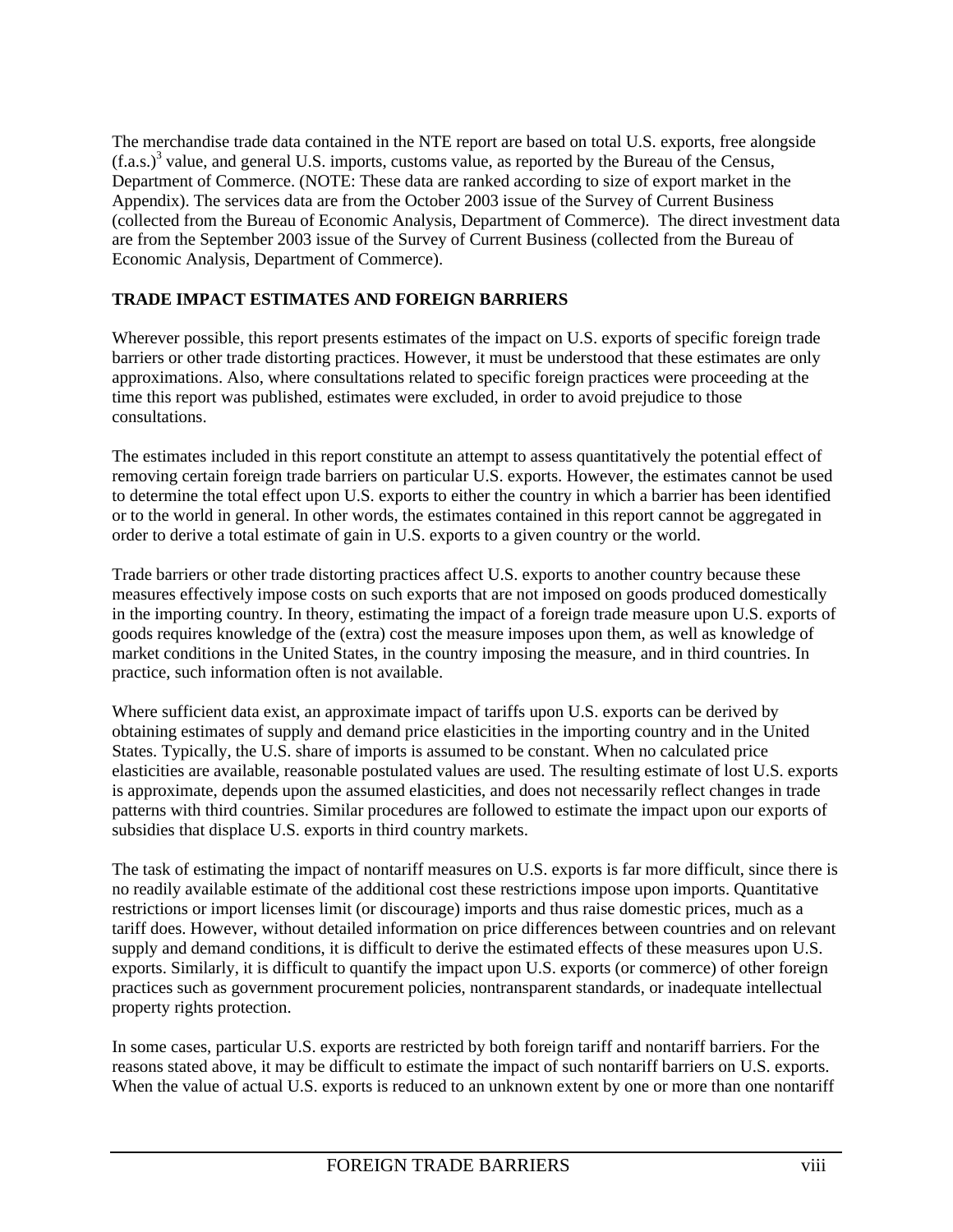The merchandise trade data contained in the NTE report are based on total U.S. exports, free alongside (f.a.s.)[3] value, and general U.S. imports, customs value, as reported by the Bureau of the Census, Department of Commerce. (NOTE: These data are ranked according to size of export market in the Appendix). The services data are from the October 2003 issue of the Survey of Current Business (collected from the Bureau of Economic Analysis, Department of Commerce). The direct investment data are from the September 2003 issue of the Survey of Current Business (collected from the Bureau of Economic Analysis, Department of Commerce).

**TRADE IMPACT ESTIMATES AND FOREIGN BARRIERS**

Wherever possible, this report presents estimates of the impact on U.S. exports of specific foreign trade barriers or other trade distorting practices. However, it must be understood that these estimates are only approximations. Also, where consultations related to specific foreign practices were proceeding at the time this report was published, estimates were excluded, in order to avoid prejudice to those consultations.

The estimates included in this report constitute an attempt to assess quantitatively the potential effect of removing certain foreign trade barriers on particular U.S. exports. However, the estimates cannot be used to determine the total effect upon U.S. exports to either the country in which a barrier has been identified or to the world in general. In other words, the estimates contained in this report cannot be aggregated in order to derive a total estimate of gain in U.S. exports to a given country or the world.

Trade barriers or other trade distorting practices affect U.S. exports to another country because these measures effectively impose costs on such exports that are not imposed on goods produced domestically in the importing country. In theory, estimating the impact of a foreign trade measure upon U.S. exports of goods requires knowledge of the (extra) cost the measure imposes upon them, as well as knowledge of market conditions in the United States, in the country imposing the measure, and in third countries. In practice, such information often is not available.

Where sufficient data exist, an approximate impact of tariffs upon U.S. exports can be derived by obtaining estimates of supply and demand price elasticities in the importing country and in the United States. Typically, the U.S. share of imports is assumed to be constant. When no calculated price elasticities are available, reasonable postulated values are used. The resulting estimate of lost U.S. exports is approximate, depends upon the assumed elasticities, and does not necessarily reflect changes in trade patterns with third countries. Similar procedures are followed to estimate the impact upon our exports of subsidies that displace U.S. exports in third country markets.

The task of estimating the impact of nontariff measures on U.S. exports is far more difficult, since there is no readily available estimate of the additional cost these restrictions impose upon imports. Quantitative restrictions or import licenses limit (or discourage) imports and thus raise domestic prices, much as a tariff does. However, without detailed information on price differences between countries and on relevant supply and demand conditions, it is difficult to derive the estimated effects of these measures upon U.S. exports. Similarly, it is difficult to quantify the impact upon U.S. exports (or commerce) of other foreign practices such as government procurement policies, nontransparent standards, or inadequate intellectual property rights protection.

In some cases, particular U.S. exports are restricted by both foreign tariff and nontariff barriers. For the reasons stated above, it may be difficult to estimate the impact of such nontariff barriers on U.S. exports. When the value of actual U.S. exports is reduced to an unknown extent by one or more than one nontariff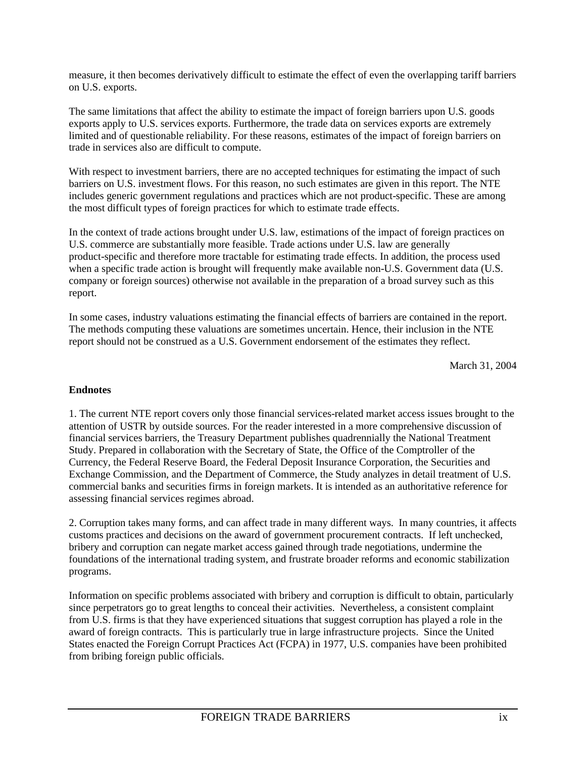measure, it then becomes derivatively difficult to estimate the effect of even the overlapping tariff barriers on U.S. exports.

The same limitations that affect the ability to estimate the impact of foreign barriers upon U.S. goods exports apply to U.S. services exports. Furthermore, the trade data on services exports are extremely limited and of questionable reliability. For these reasons, estimates of the impact of foreign barriers on trade in services also are difficult to compute.

With respect to investment barriers, there are no accepted techniques for estimating the impact of such barriers on U.S. investment flows. For this reason, no such estimates are given in this report. The NTE includes generic government regulations and practices which are not product-specific. These are among the most difficult types of foreign practices for which to estimate trade effects.

In the context of trade actions brought under U.S. law, estimations of the impact of foreign practices on U.S. commerce are substantially more feasible. Trade actions under U.S. law are generally product-specific and therefore more tractable for estimating trade effects. In addition, the process used when a specific trade action is brought will frequently make available non-U.S. Government data (U.S. company or foreign sources) otherwise not available in the preparation of a broad survey such as this report.

In some cases, industry valuations estimating the financial effects of barriers are contained in the report. The methods computing these valuations are sometimes uncertain. Hence, their inclusion in the NTE report should not be construed as a U.S. Government endorsement of the estimates they reflect.

March 31, 2004

**Endnotes**

1. The current NTE report covers only those financial services-related market access issues brought to the attention of USTR by outside sources. For the reader interested in a more comprehensive discussion of financial services barriers, the Treasury Department publishes quadrennially the National Treatment Study. Prepared in collaboration with the Secretary of State, the Office of the Comptroller of the Currency, the Federal Reserve Board, the Federal Deposit Insurance Corporation, the Securities and Exchange Commission, and the Department of Commerce, the Study analyzes in detail treatment of U.S. commercial banks and securities firms in foreign markets. It is intended as an authoritative reference for assessing financial services regimes abroad.

2. Corruption takes many forms, and can affect trade in many different ways. In many countries, it affects customs practices and decisions on the award of government procurement contracts. If left unchecked, bribery and corruption can negate market access gained through trade negotiations, undermine the foundations of the international trading system, and frustrate broader reforms and economic stabilization programs.

Information on specific problems associated with bribery and corruption is difficult to obtain, particularly since perpetrators go to great lengths to conceal their activities. Nevertheless, a consistent complaint from U.S. firms is that they have experienced situations that suggest corruption has played a role in the award of foreign contracts. This is particularly true in large infrastructure projects. Since the United States enacted the Foreign Corrupt Practices Act (FCPA) in 1977, U.S. companies have been prohibited from bribing foreign public officials.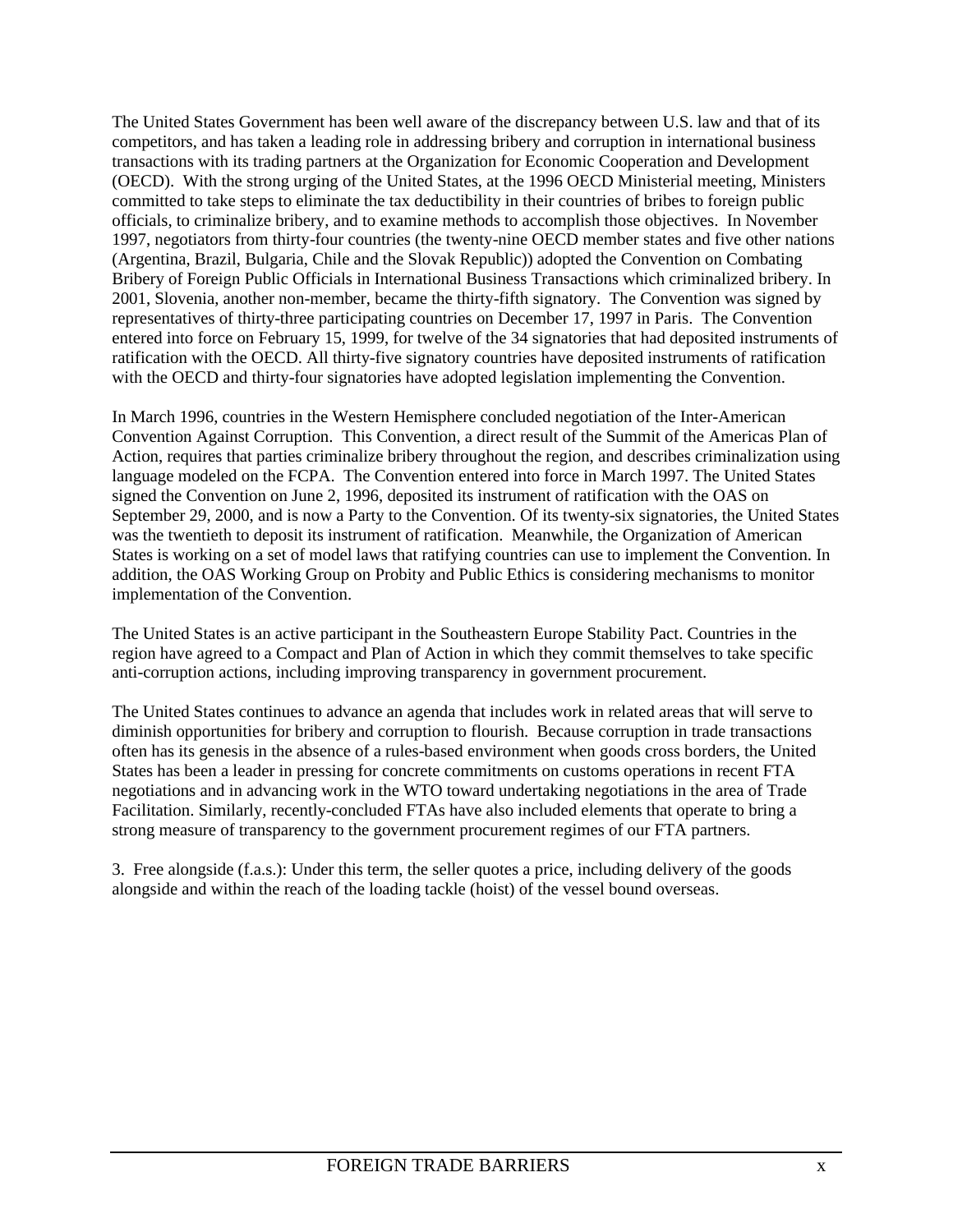The United States Government has been well aware of the discrepancy between U.S. law and that of its competitors, and has taken a leading role in addressing bribery and corruption in international business transactions with its trading partners at the Organization for Economic Cooperation and Development (OECD). With the strong urging of the United States, at the 1996 OECD Ministerial meeting, Ministers committed to take steps to eliminate the tax deductibility in their countries of bribes to foreign public officials, to criminalize bribery, and to examine methods to accomplish those objectives. In November 1997, negotiators from thirty-four countries (the twenty-nine OECD member states and five other nations (Argentina, Brazil, Bulgaria, Chile and the Slovak Republic)) adopted the Convention on Combating Bribery of Foreign Public Officials in International Business Transactions which criminalized bribery. In 2001, Slovenia, another non-member, became the thirty-fifth signatory. The Convention was signed by representatives of thirty-three participating countries on December 17, 1997 in Paris. The Convention entered into force on February 15, 1999, for twelve of the 34 signatories that had deposited instruments of ratification with the OECD. All thirty-five signatory countries have deposited instruments of ratification with the OECD and thirty-four signatories have adopted legislation implementing the Convention.

In March 1996, countries in the Western Hemisphere concluded negotiation of the Inter-American Convention Against Corruption. This Convention, a direct result of the Summit of the Americas Plan of Action, requires that parties criminalize bribery throughout the region, and describes criminalization using language modeled on the FCPA. The Convention entered into force in March 1997. The United States signed the Convention on June 2, 1996, deposited its instrument of ratification with the OAS on September 29, 2000, and is now a Party to the Convention. Of its twenty-six signatories, the United States was the twentieth to deposit its instrument of ratification. Meanwhile, the Organization of American States is working on a set of model laws that ratifying countries can use to implement the Convention. In addition, the OAS Working Group on Probity and Public Ethics is considering mechanisms to monitor implementation of the Convention.

The United States is an active participant in the Southeastern Europe Stability Pact. Countries in the region have agreed to a Compact and Plan of Action in which they commit themselves to take specific anti-corruption actions, including improving transparency in government procurement.

The United States continues to advance an agenda that includes work in related areas that will serve to diminish opportunities for bribery and corruption to flourish. Because corruption in trade transactions often has its genesis in the absence of a rules-based environment when goods cross borders, the United States has been a leader in pressing for concrete commitments on customs operations in recent FTA negotiations and in advancing work in the WTO toward undertaking negotiations in the area of Trade Facilitation. Similarly, recently-concluded FTAs have also included elements that operate to bring a strong measure of transparency to the government procurement regimes of our FTA partners.

3. Free alongside (f.a.s.): Under this term, the seller quotes a price, including delivery of the goods alongside and within the reach of the loading tackle (hoist) of the vessel bound overseas.